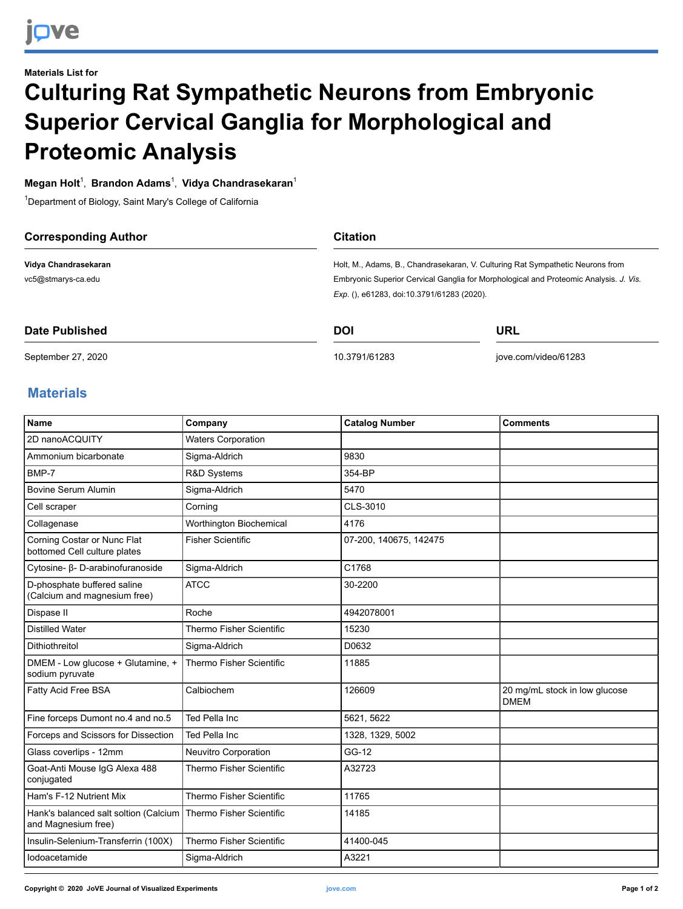Materials List for

# Culturing Rat Sympathetic Neurons from Embryonic Superior Cervical Ganglia for Morphological and Proteomic Analysis

**Megan Holt**[1], **Brandon Adams**[1], **Vidya Chandrasekaran**[1]

[1]Department of Biology, Saint Mary's College of California

## Corresponding Author

**Vidya Chandrasekaran**

vc5@stmarys-ca.edu

## Citation

Holt, M., Adams, B., Chandrasekaran, V. Culturing Rat Sympathetic Neurons from Embryonic Superior Cervical Ganglia for Morphological and Proteomic Analysis. *J. Vis. Exp.* (), e61283, doi:10.3791/61283 (2020).

## Date Published

September 27, 2020

## DOI

10.3791/61283

## URL

jove.com/video/61283

## Materials

| Name | Company | Catalog Number | Comments |
|---|---|---|---|
| 2D nanoACQUITY | Waters Corporation | | |
| Ammonium bicarbonate | Sigma-Aldrich | 9830 | |
| BMP-7 | R&D Systems | 354-BP | |
| Bovine Serum Alumin | Sigma-Aldrich | 5470 | |
| Cell scraper | Corning | CLS-3010 | |
| Collagenase | Worthington Biochemical | 4176 | |
| Corning Costar or Nunc Flat bottomed Cell culture plates | Fisher Scientific | 07-200, 140675, 142475 | |
| Cytosine- β- D-arabinofuranoside | Sigma-Aldrich | C1768 | |
| D-phosphate buffered saline (Calcium and magnesium free) | ATCC | 30-2200 | |
| Dispase II | Roche | 4942078001 | |
| Distilled Water | Thermo Fisher Scientific | 15230 | |
| Dithiothreitol | Sigma-Aldrich | D0632 | |
| DMEM - Low glucose + Glutamine, + sodium pyruvate | Thermo Fisher Scientific | 11885 | |
| Fatty Acid Free BSA | Calbiochem | 126609 | 20 mg/mL stock in low glucose DMEM |
| Fine forceps Dumont no.4 and no.5 | Ted Pella Inc | 5621, 5622 | |
| Forceps and Scissors for Dissection | Ted Pella Inc | 1328, 1329, 5002 | |
| Glass coverlips - 12mm | Neuvitro Corporation | GG-12 | |
| Goat-Anti Mouse IgG Alexa 488 conjugated | Thermo Fisher Scientific | A32723 | |
| Ham's F-12 Nutrient Mix | Thermo Fisher Scientific | 11765 | |
| Hank's balanced salt soltion (Calcium and Magnesium free) | Thermo Fisher Scientific | 14185 | |
| Insulin-Selenium-Transferrin (100X) | Thermo Fisher Scientific | 41400-045 | |
| Iodoacetamide | Sigma-Aldrich | A3221 | |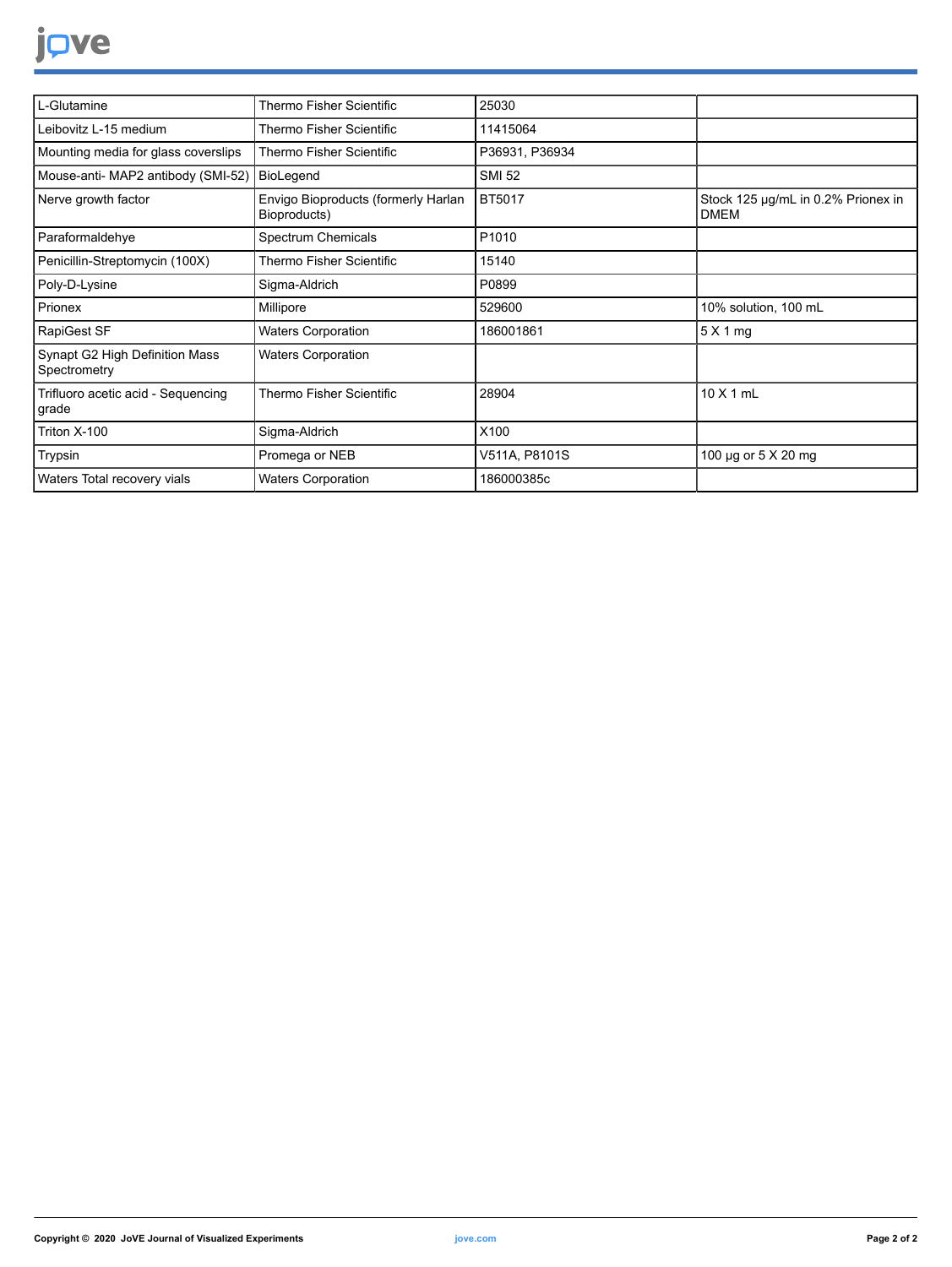| | | | |
|---|---|---|---|
| L-Glutamine | Thermo Fisher Scientific | 25030 | |
| Leibovitz L-15 medium | Thermo Fisher Scientific | 11415064 | |
| Mounting media for glass coverslips | Thermo Fisher Scientific | P36931, P36934 | |
| Mouse-anti- MAP2 antibody (SMI-52) | BioLegend | SMI 52 | |
| Nerve growth factor | Envigo Bioproducts (formerly Harlan Bioproducts) | BT5017 | Stock 125 μg/mL in 0.2% Prionex in DMEM |
| Paraformaldehye | Spectrum Chemicals | P1010 | |
| Penicillin-Streptomycin (100X) | Thermo Fisher Scientific | 15140 | |
| Poly-D-Lysine | Sigma-Aldrich | P0899 | |
| Prionex | Millipore | 529600 | 10% solution, 100 mL |
| RapiGest SF | Waters Corporation | 186001861 | 5 X 1 mg |
| Synapt G2 High Definition Mass Spectrometry | Waters Corporation | | |
| Trifluoro acetic acid - Sequencing grade | Thermo Fisher Scientific | 28904 | 10 X 1 mL |
| Triton X-100 | Sigma-Aldrich | X100 | |
| Trypsin | Promega or NEB | V511A, P8101S | 100 μg or 5 X 20 mg |
| Waters Total recovery vials | Waters Corporation | 186000385c | |